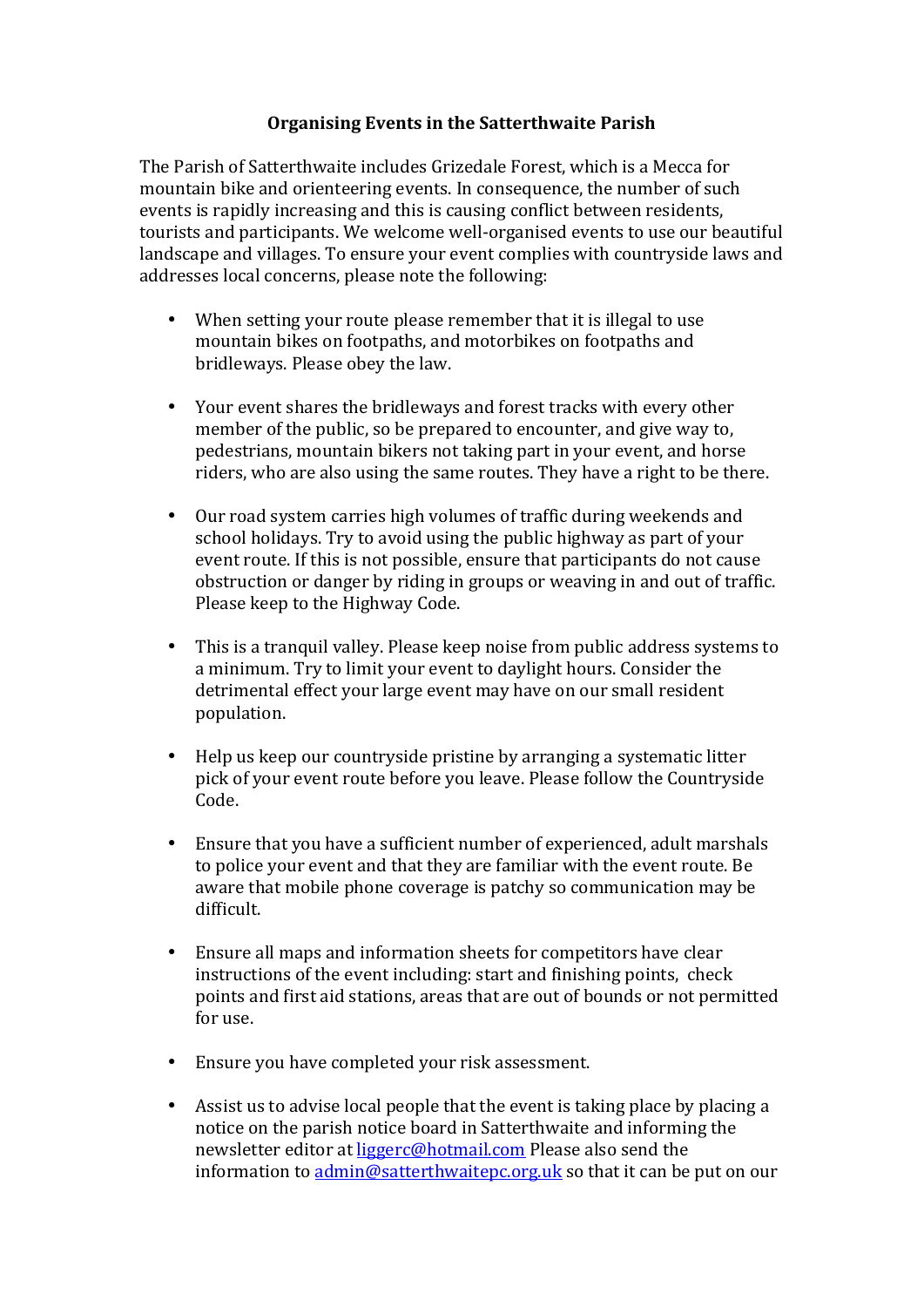# Organising Events in the Satterthwaite Parish

The Parish of Satterthwaite includes Grizedale Forest, which is a Mecca for mountain bike and orienteering events. In consequence, the number of such events is rapidly increasing and this is causing conflict between residents, tourists and participants. We welcome well-organised events to use our beautiful landscape and villages. To ensure your event complies with countryside laws and addresses local concerns, please note the following:

- When setting your route please remember that it is illegal to use mountain bikes on footpaths, and motorbikes on footpaths and bridleways. Please obey the law.

- Your event shares the bridleways and forest tracks with every other member of the public, so be prepared to encounter, and give way to, pedestrians, mountain bikers not taking part in your event, and horse riders, who are also using the same routes. They have a right to be there.

- Our road system carries high volumes of traffic during weekends and school holidays. Try to avoid using the public highway as part of your event route. If this is not possible, ensure that participants do not cause obstruction or danger by riding in groups or weaving in and out of traffic. Please keep to the Highway Code.

- This is a tranquil valley. Please keep noise from public address systems to a minimum. Try to limit your event to daylight hours. Consider the detrimental effect your large event may have on our small resident population.

- Help us keep our countryside pristine by arranging a systematic litter pick of your event route before you leave. Please follow the Countryside Code.

- Ensure that you have a sufficient number of experienced, adult marshals to police your event and that they are familiar with the event route. Be aware that mobile phone coverage is patchy so communication may be difficult.

- Ensure all maps and information sheets for competitors have clear instructions of the event including: start and finishing points, check points and first aid stations, areas that are out of bounds or not permitted for use.

- Ensure you have completed your risk assessment.

- Assist us to advise local people that the event is taking place by placing a notice on the parish notice board in Satterthwaite and informing the newsletter editor at [liggerc@hotmail.com](mailto:liggerc@hotmail.com) Please also send the information to [admin@satterthwaitepc.org.uk](mailto:admin@satterthwaitepc.org.uk) so that it can be put on our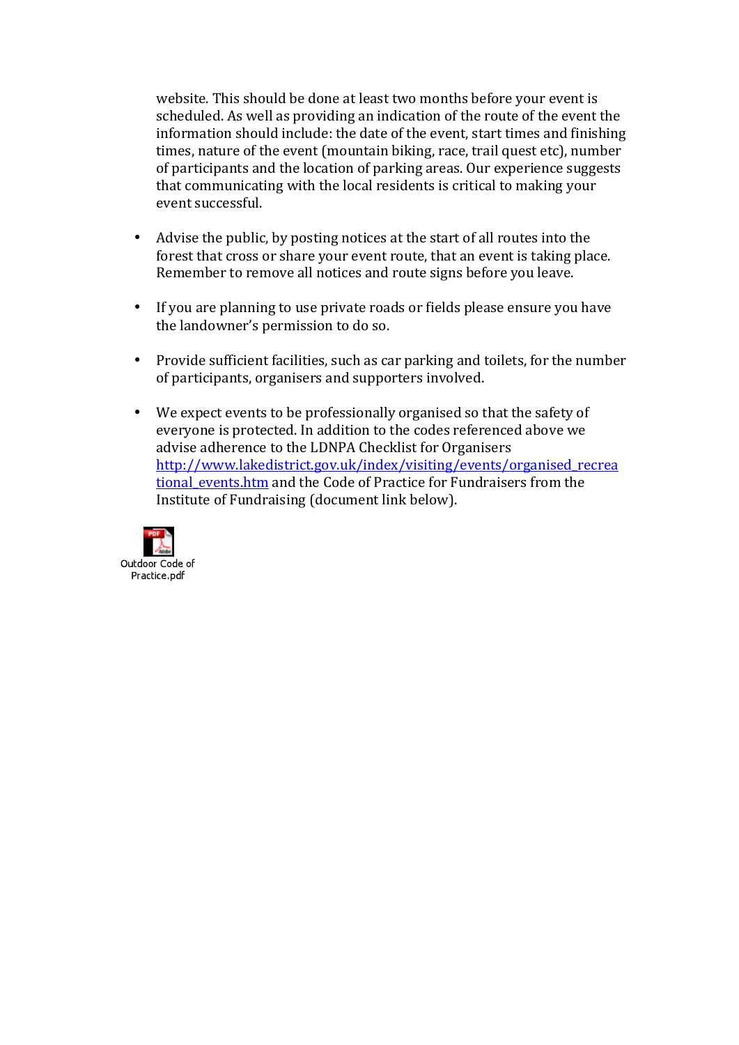website. This should be done at least two months before your event is scheduled. As well as providing an indication of the route of the event the information should include: the date of the event, start times and finishing times, nature of the event (mountain biking, race, trail quest etc), number of participants and the location of parking areas. Our experience suggests that communicating with the local residents is critical to making your event successful.

- Advise the public, by posting notices at the start of all routes into the forest that cross or share your event route, that an event is taking place. Remember to remove all notices and route signs before you leave.

- If you are planning to use private roads or fields please ensure you have the landowner's permission to do so.

- Provide sufficient facilities, such as car parking and toilets, for the number of participants, organisers and supporters involved.

- We expect events to be professionally organised so that the safety of everyone is protected. In addition to the codes referenced above we advise adherence to the LDNPA Checklist for Organisers http://www.lakedistrict.gov.uk/index/visiting/events/organised_recreational_events.htm and the Code of Practice for Fundraisers from the Institute of Fundraising (document link below).

Outdoor Code of Practice.pdf